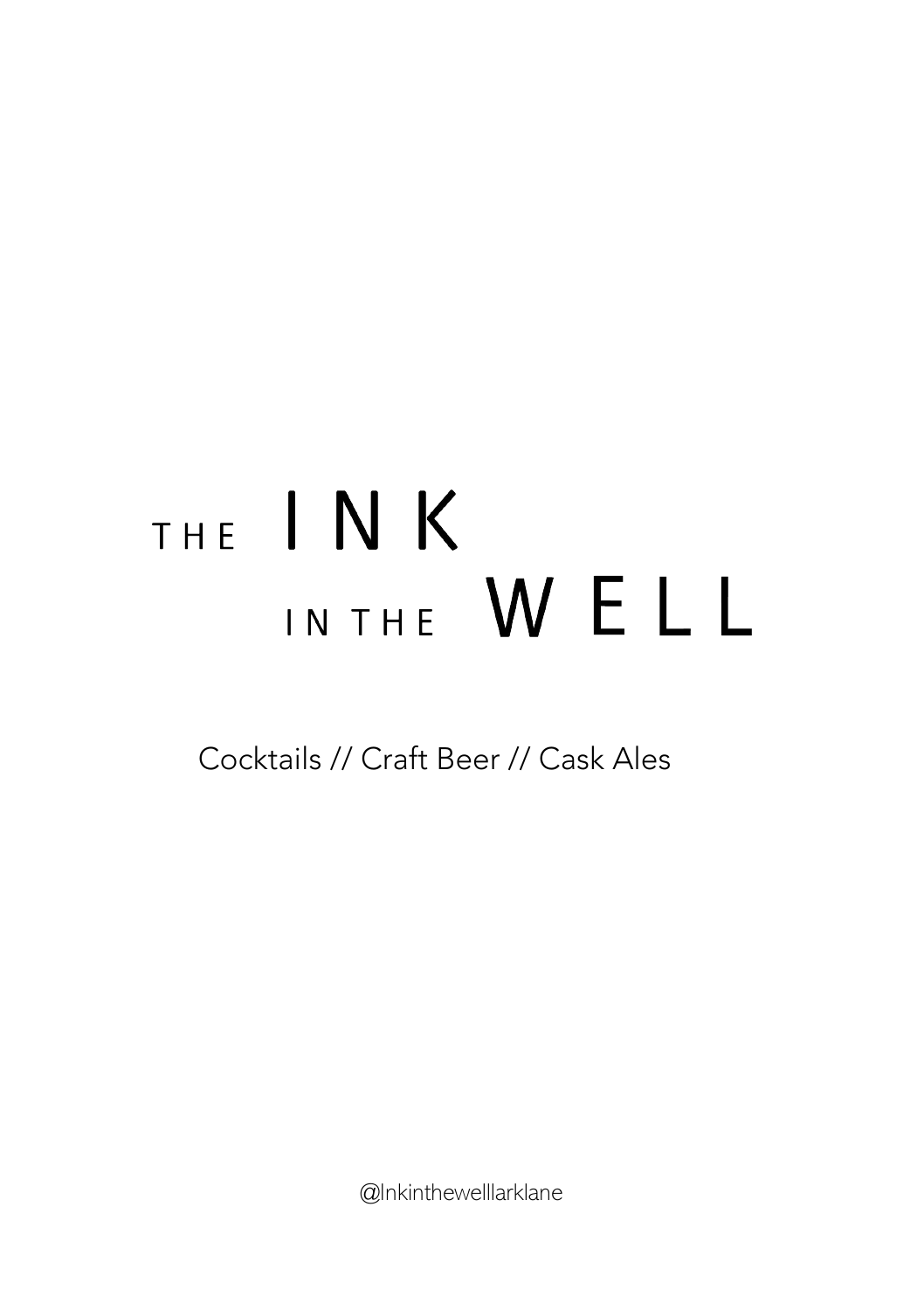# THE INK IN THE WELL

Cocktails // Craft Beer // Cask Ales

@Inkinthewelllarklane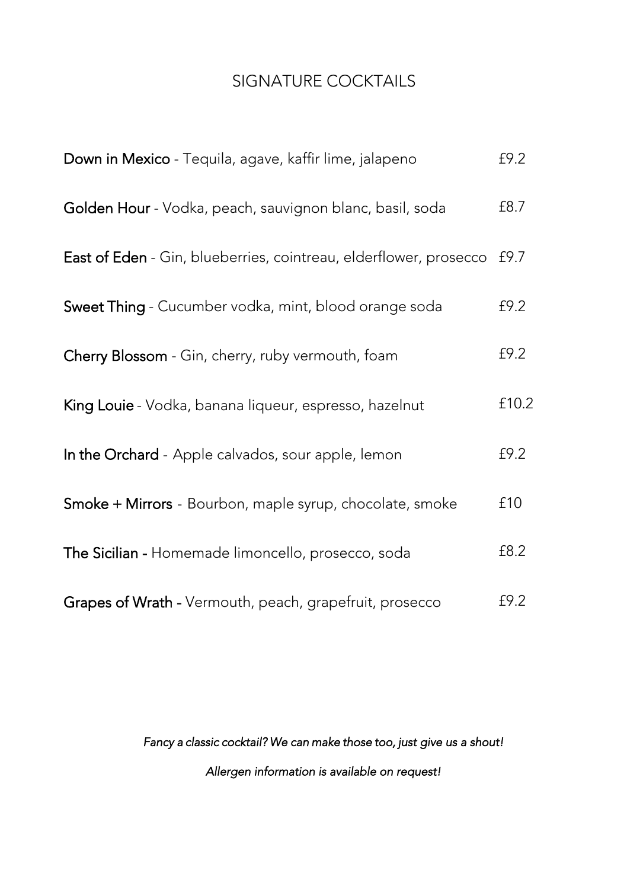# SIGNATURE COCKTAILS

**Down in Mexico** - Tequila, agave, kaffir lime, jalapeno £9.2

**Golden Hour** - Vodka, peach, sauvignon blanc, basil, soda £8.7

**East of Eden** - Gin, blueberries, cointreau, elderflower, prosecco £9.7

**Sweet Thing** - Cucumber vodka, mint, blood orange soda £9.2

**Cherry Blossom** - Gin, cherry, ruby vermouth, foam £9.2

**King Louie** - Vodka, banana liqueur, espresso, hazelnut £10.2

**In the Orchard** - Apple calvados, sour apple, lemon £9.2

**Smoke + Mirrors** - Bourbon, maple syrup, chocolate, smoke £10

**The Sicilian -** Homemade limoncello, prosecco, soda £8.2

**Grapes of Wrath -** Vermouth, peach, grapefruit, prosecco £9.2

*Fancy a classic cocktail? We can make those too, just give us a shout!*

*Allergen information is available on request!*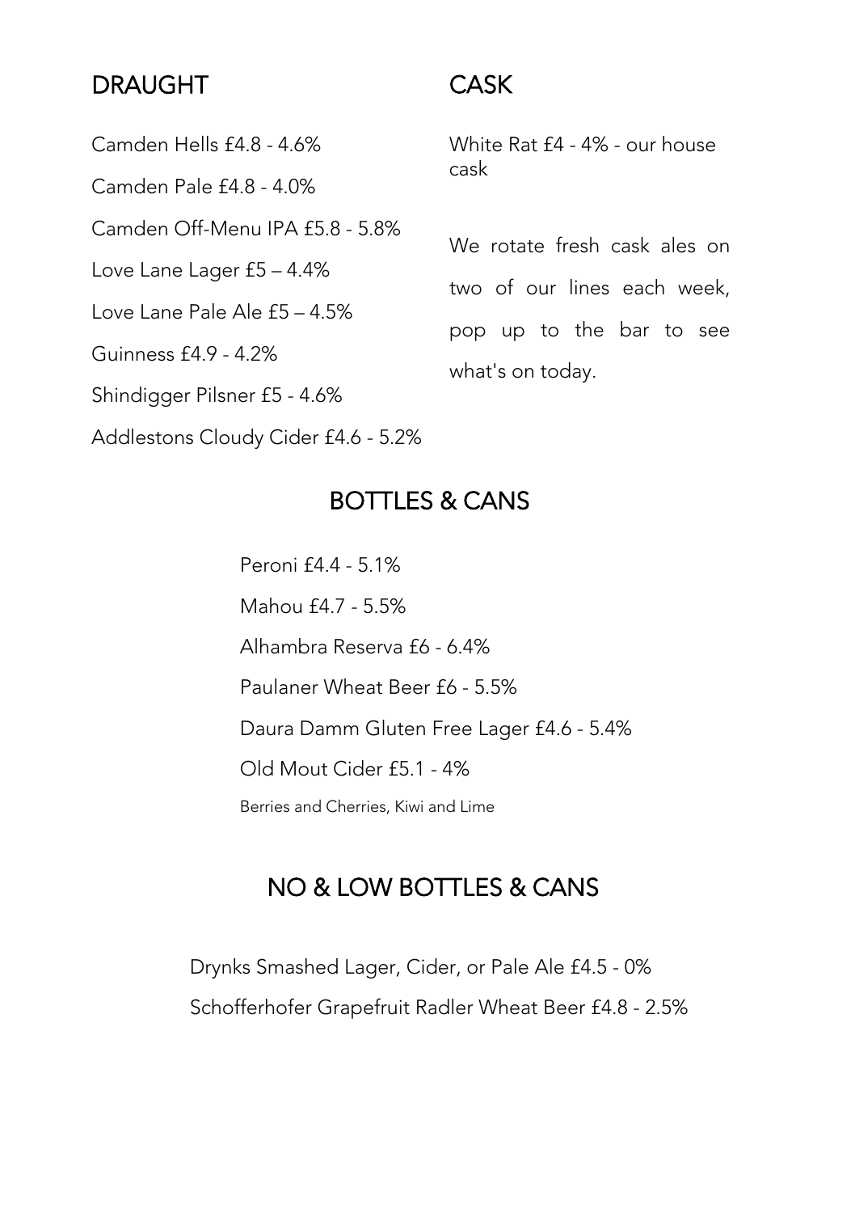## DRAUGHT

Camden Hells £4.8 - 4.6%

Camden Pale £4.8 - 4.0%

Camden Off-Menu IPA £5.8 - 5.8%

Love Lane Lager £5 – 4.4%

Love Lane Pale Ale £5 – 4.5%

Guinness £4.9 - 4.2%

Shindigger Pilsner £5 - 4.6%

Addlestons Cloudy Cider £4.6 - 5.2%

## CASK

White Rat £4 - 4% - our house cask

We rotate fresh cask ales on two of our lines each week, pop up to the bar to see what's on today.

## BOTTLES & CANS

Peroni £4.4 - 5.1%

Mahou £4.7 - 5.5%

Alhambra Reserva £6 - 6.4%

Paulaner Wheat Beer £6 - 5.5%

Daura Damm Gluten Free Lager £4.6 - 5.4%

Old Mout Cider £5.1 - 4%

Berries and Cherries, Kiwi and Lime

## NO & LOW BOTTLES & CANS

Drynks Smashed Lager, Cider, or Pale Ale £4.5 - 0%

Schofferhofer Grapefruit Radler Wheat Beer £4.8 - 2.5%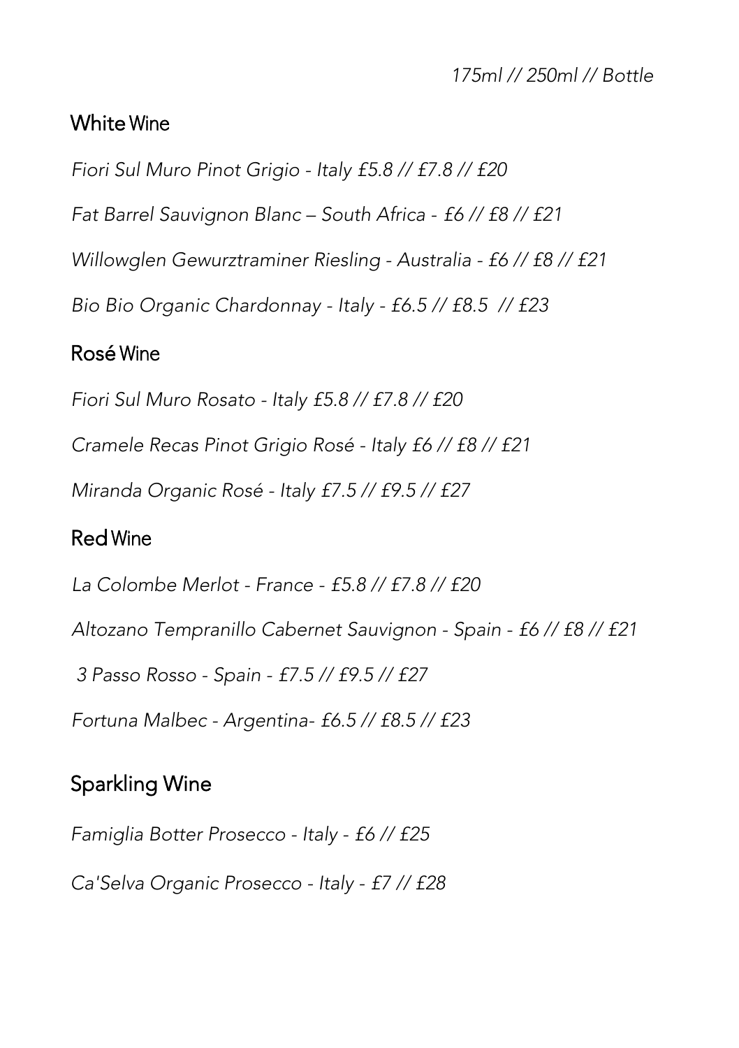*175ml // 250ml // Bottle*

## White Wine

*Fiori Sul Muro Pinot Grigio - Italy £5.8 // £7.8 // £20*

*Fat Barrel Sauvignon Blanc – South Africa - £6 // £8 // £21*

*Willowglen Gewurztraminer Riesling - Australia - £6 // £8 // £21*

*Bio Bio Organic Chardonnay - Italy - £6.5 // £8.5 // £23*

## Rosé Wine

*Fiori Sul Muro Rosato - Italy £5.8 // £7.8 // £20*

*Cramele Recas Pinot Grigio Rosé - Italy £6 // £8 // £21*

*Miranda Organic Rosé - Italy £7.5 // £9.5 // £27*

## Red Wine

*La Colombe Merlot - France - £5.8 // £7.8 // £20*

*Altozano Tempranillo Cabernet Sauvignon - Spain - £6 // £8 // £21*

*3 Passo Rosso - Spain - £7.5 // £9.5 // £27*

*Fortuna Malbec - Argentina- £6.5 // £8.5 // £23*

## Sparkling Wine

*Famiglia Botter Prosecco - Italy - £6 // £25*

*Ca'Selva Organic Prosecco - Italy - £7 // £28*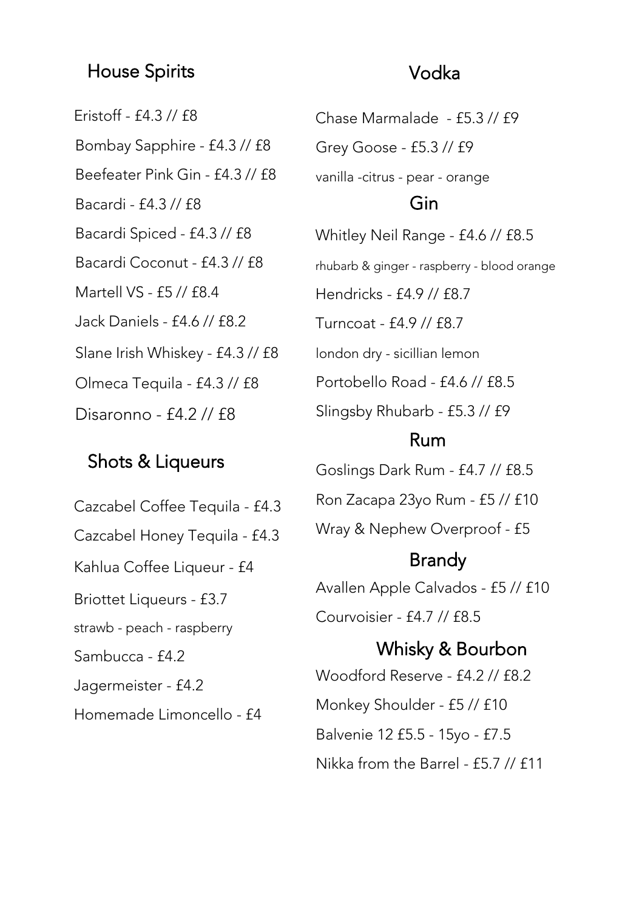## House Spirits

Eristoff - £4.3 // £8

Bombay Sapphire - £4.3 // £8

Beefeater Pink Gin - £4.3 // £8

Bacardi - £4.3 // £8

Bacardi Spiced - £4.3 // £8

Bacardi Coconut - £4.3 // £8

Martell VS - £5 // £8.4

Jack Daniels - £4.6 // £8.2

Slane Irish Whiskey - £4.3 // £8

Olmeca Tequila - £4.3 // £8

Disaronno - £4.2 // £8

## Shots & Liqueurs

Cazcabel Coffee Tequila - £4.3

Cazcabel Honey Tequila - £4.3

Kahlua Coffee Liqueur - £4

Briottet Liqueurs - £3.7

strawb - peach - raspberry

Sambucca - £4.2

Jagermeister - £4.2

Homemade Limoncello - £4

## Vodka

Chase Marmalade - £5.3 // £9

Grey Goose - £5.3 // £9

vanilla -citrus - pear - orange

## Gin

Whitley Neil Range - £4.6 // £8.5

rhubarb & ginger - raspberry - blood orange

Hendricks - £4.9 // £8.7

Turncoat - £4.9 // £8.7

london dry - sicillian lemon

Portobello Road - £4.6 // £8.5

Slingsby Rhubarb - £5.3 // £9

## Rum

Goslings Dark Rum - £4.7 // £8.5

Ron Zacapa 23yo Rum - £5 // £10

Wray & Nephew Overproof - £5

## Brandy

Avallen Apple Calvados - £5 // £10

Courvoisier - £4.7 // £8.5

## Whisky & Bourbon

Woodford Reserve - £4.2 // £8.2

Monkey Shoulder - £5 // £10

Balvenie 12 £5.5 - 15yo - £7.5

Nikka from the Barrel - £5.7 // £11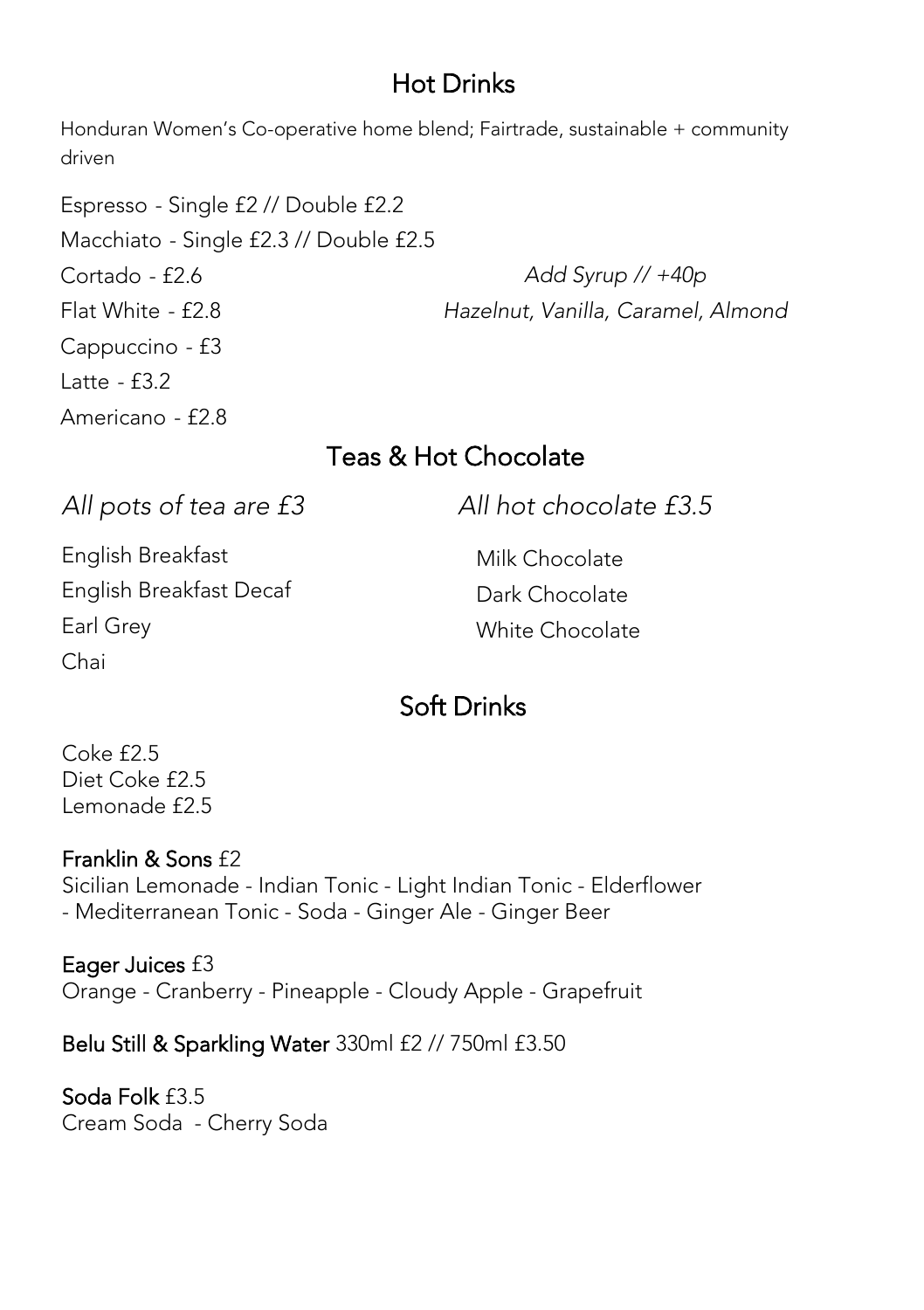## Hot Drinks

Honduran Women's Co-operative home blend; Fairtrade, sustainable + community driven

Espresso - Single £2 // Double £2.2

Macchiato - Single £2.3 // Double £2.5

Cortado - £2.6

Flat White - £2.8

Cappuccino - £3

Latte - £3.2

Americano - £2.8

*Add Syrup // +40p*

*Hazelnut, Vanilla, Caramel, Almond*

## Teas & Hot Chocolate

*All pots of tea are £3*

English Breakfast

English Breakfast Decaf

Earl Grey

Chai

*All hot chocolate £3.5*

Milk Chocolate

Dark Chocolate

White Chocolate

## Soft Drinks

Coke £2.5
Diet Coke £2.5
Lemonade £2.5

**Franklin & Sons** £2
Sicilian Lemonade - Indian Tonic - Light Indian Tonic - Elderflower - Mediterranean Tonic - Soda - Ginger Ale - Ginger Beer

**Eager Juices** £3
Orange - Cranberry - Pineapple - Cloudy Apple - Grapefruit

**Belu Still & Sparkling Water** 330ml £2 // 750ml £3.50

**Soda Folk** £3.5
Cream Soda - Cherry Soda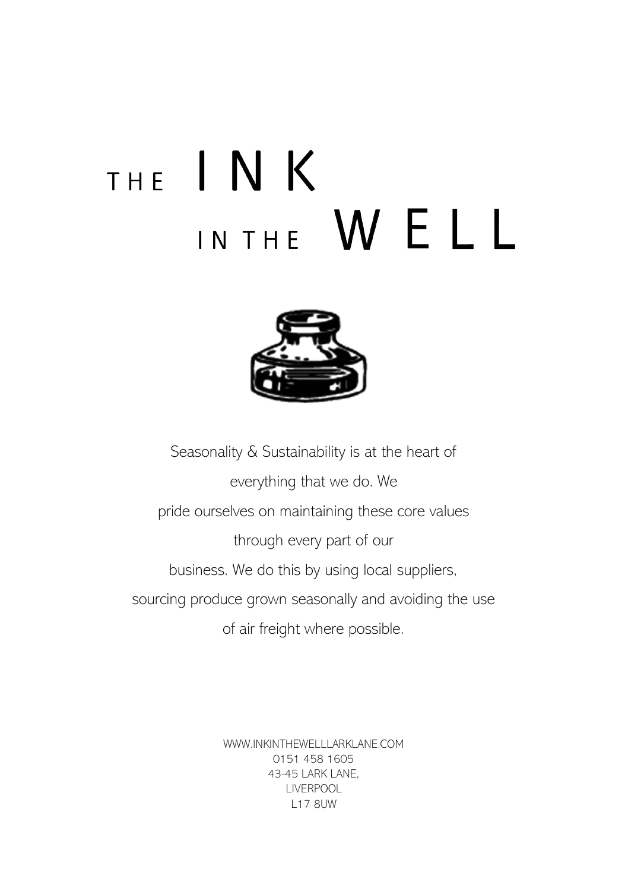# THE INK IN THE WELL

Seasonality & Sustainability is at the heart of everything that we do. We pride ourselves on maintaining these core values through every part of our business. We do this by using local suppliers, sourcing produce grown seasonally and avoiding the use of air freight where possible.

WWW.INKINTHEWELLLARKLANE.COM
0151 458 1605
43-45 LARK LANE,
LIVERPOOL
L17 8UW